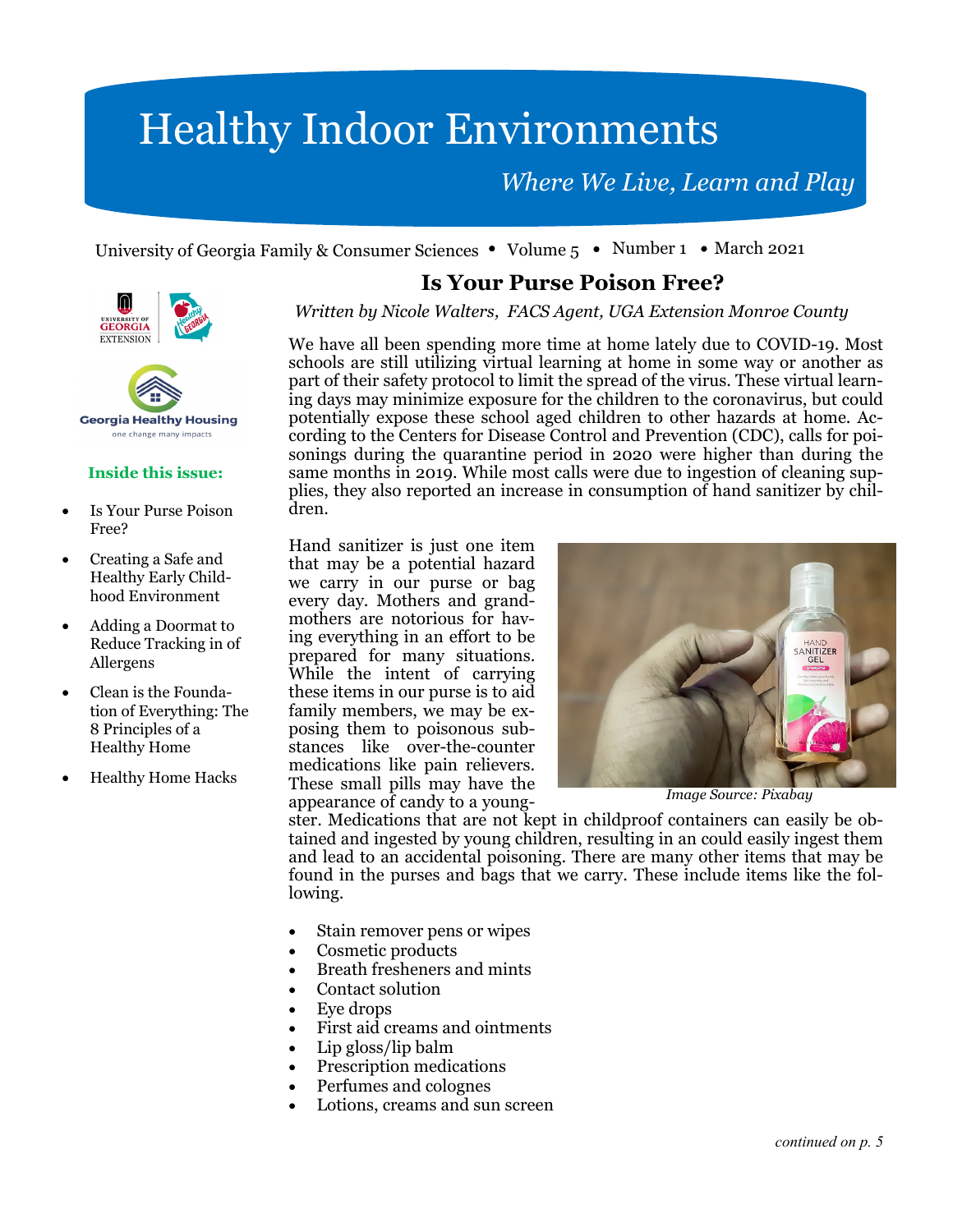# Healthy Indoor Environments

*Where We Live, Learn and Play*

University of Georgia Family & Consumer Sciences • Volume 5 • Number 1 • March 2021

**Inside this issue:**

- Is Your Purse Poison Free?
- Creating a Safe and Healthy Early Childhood Environment
- Adding a Doormat to Reduce Tracking in of Allergens
- Clean is the Foundation of Everything: The 8 Principles of a Healthy Home
- Healthy Home Hacks

## Is Your Purse Poison Free?

*Written by Nicole Walters, FACS Agent, UGA Extension Monroe County*

We have all been spending more time at home lately due to COVID-19. Most schools are still utilizing virtual learning at home in some way or another as part of their safety protocol to limit the spread of the virus. These virtual learning days may minimize exposure for the children to the coronavirus, but could potentially expose these school aged children to other hazards at home. According to the Centers for Disease Control and Prevention (CDC), calls for poisonings during the quarantine period in 2020 were higher than during the same months in 2019. While most calls were due to ingestion of cleaning supplies, they also reported an increase in consumption of hand sanitizer by children.

Hand sanitizer is just one item that may be a potential hazard we carry in our purse or bag every day. Mothers and grandmothers are notorious for having everything in an effort to be prepared for many situations. While the intent of carrying these items in our purse is to aid family members, we may be exposing them to poisonous substances like over-the-counter medications like pain relievers. These small pills may have the appearance of candy to a youngster. Medications that are not kept in childproof containers can easily be obtained and ingested by young children, resulting in an could easily ingest them and lead to an accidental poisoning. There are many other items that may be found in the purses and bags that we carry. These include items like the following.

*Image Source: Pixabay*

- Stain remover pens or wipes
- Cosmetic products
- Breath fresheners and mints
- Contact solution
- Eye drops
- First aid creams and ointments
- Lip gloss/lip balm
- Prescription medications
- Perfumes and colognes
- Lotions, creams and sun screen

*continued on p. 5*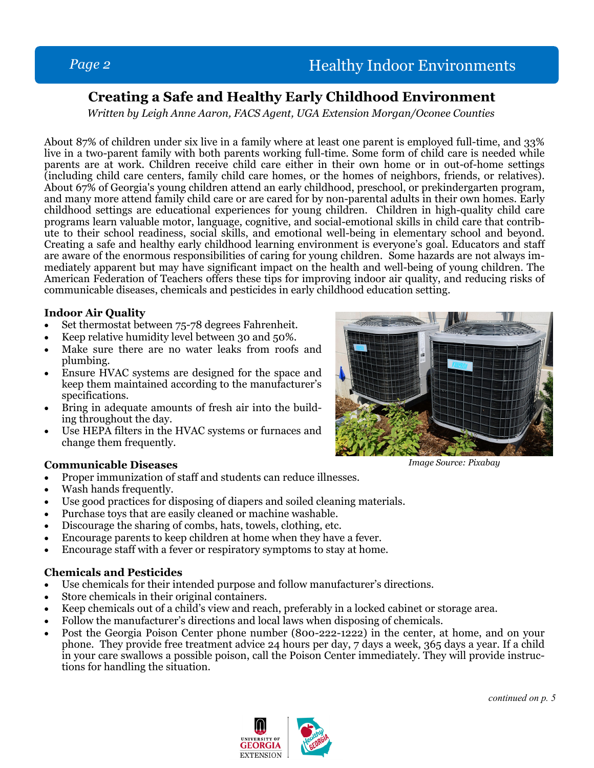# Creating a Safe and Healthy Early Childhood Environment

*Written by Leigh Anne Aaron, FACS Agent, UGA Extension Morgan/Oconee Counties*

About 87% of children under six live in a family where at least one parent is employed full-time, and 33% live in a two-parent family with both parents working full-time. Some form of child care is needed while parents are at work. Children receive child care either in their own home or in out-of-home settings (including child care centers, family child care homes, or the homes of neighbors, friends, or relatives). About 67% of Georgia's young children attend an early childhood, preschool, or prekindergarten program, and many more attend family child care or are cared for by non-parental adults in their own homes. Early childhood settings are educational experiences for young children. Children in high-quality child care programs learn valuable motor, language, cognitive, and social-emotional skills in child care that contribute to their school readiness, social skills, and emotional well-being in elementary school and beyond. Creating a safe and healthy early childhood learning environment is everyone's goal. Educators and staff are aware of the enormous responsibilities of caring for young children. Some hazards are not always immediately apparent but may have significant impact on the health and well-being of young children. The American Federation of Teachers offers these tips for improving indoor air quality, and reducing risks of communicable diseases, chemicals and pesticides in early childhood education setting.

**Indoor Air Quality**

- Set thermostat between 75-78 degrees Fahrenheit.
- Keep relative humidity level between 30 and 50%.
- Make sure there are no water leaks from roofs and plumbing.
- Ensure HVAC systems are designed for the space and keep them maintained according to the manufacturer's specifications.
- Bring in adequate amounts of fresh air into the building throughout the day.
- Use HEPA filters in the HVAC systems or furnaces and change them frequently.

*Image Source: Pixabay*

**Communicable Diseases**

- Proper immunization of staff and students can reduce illnesses.
- Wash hands frequently.
- Use good practices for disposing of diapers and soiled cleaning materials.
- Purchase toys that are easily cleaned or machine washable.
- Discourage the sharing of combs, hats, towels, clothing, etc.
- Encourage parents to keep children at home when they have a fever.
- Encourage staff with a fever or respiratory symptoms to stay at home.

**Chemicals and Pesticides**

- Use chemicals for their intended purpose and follow manufacturer's directions.
- Store chemicals in their original containers.
- Keep chemicals out of a child's view and reach, preferably in a locked cabinet or storage area.
- Follow the manufacturer's directions and local laws when disposing of chemicals.
- Post the Georgia Poison Center phone number (800-222-1222) in the center, at home, and on your phone. They provide free treatment advice 24 hours per day, 7 days a week, 365 days a year. If a child in your care swallows a possible poison, call the Poison Center immediately. They will provide instructions for handling the situation.

*continued on p. 5*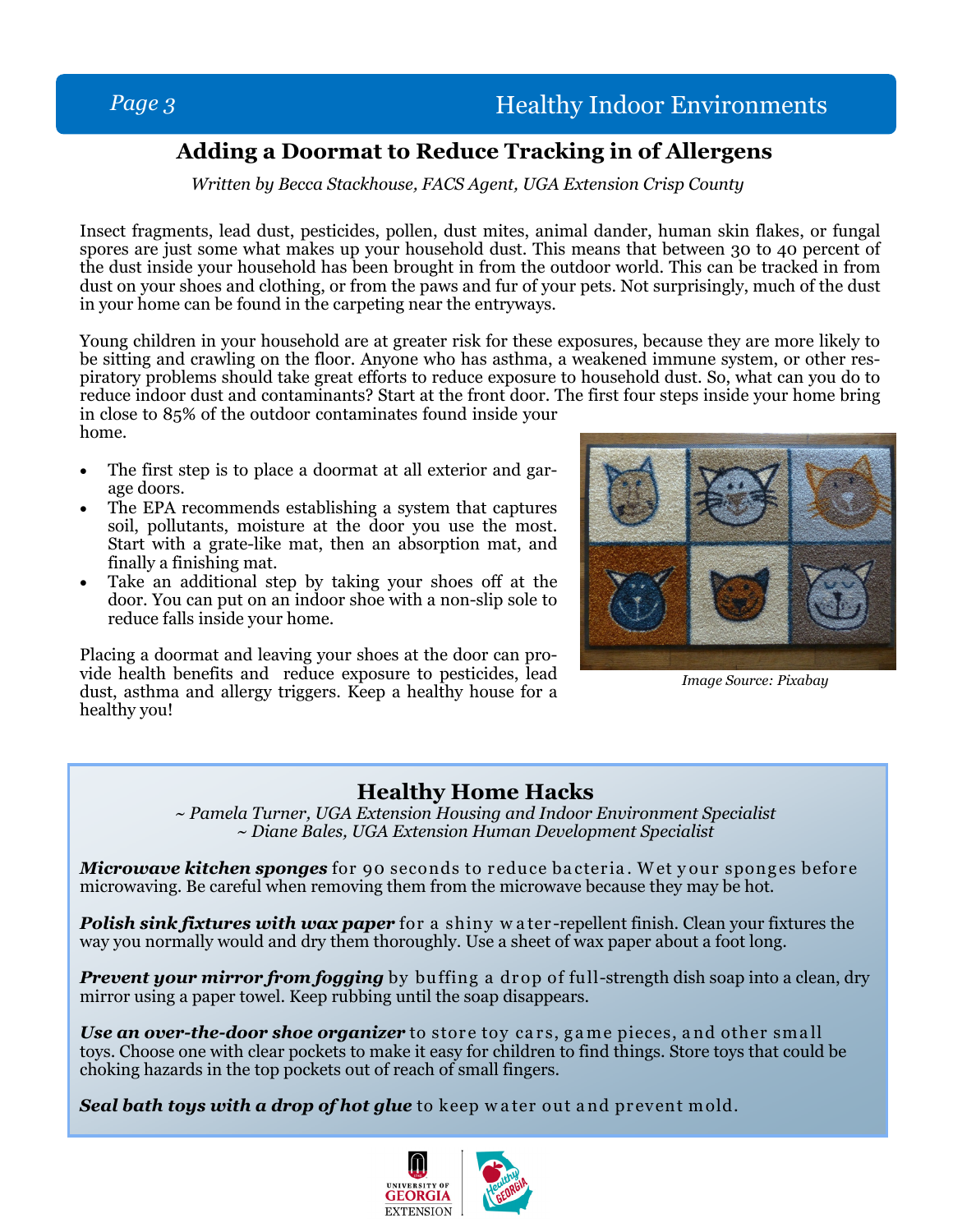## Adding a Doormat to Reduce Tracking in of Allergens

*Written by Becca Stackhouse, FACS Agent, UGA Extension Crisp County*

Insect fragments, lead dust, pesticides, pollen, dust mites, animal dander, human skin flakes, or fungal spores are just some what makes up your household dust. This means that between 30 to 40 percent of the dust inside your household has been brought in from the outdoor world. This can be tracked in from dust on your shoes and clothing, or from the paws and fur of your pets. Not surprisingly, much of the dust in your home can be found in the carpeting near the entryways.

Young children in your household are at greater risk for these exposures, because they are more likely to be sitting and crawling on the floor. Anyone who has asthma, a weakened immune system, or other respiratory problems should take great efforts to reduce exposure to household dust. So, what can you do to reduce indoor dust and contaminants? Start at the front door. The first four steps inside your home bring in close to 85% of the outdoor contaminates found inside your home.

- The first step is to place a doormat at all exterior and garage doors.
- The EPA recommends establishing a system that captures soil, pollutants, moisture at the door you use the most. Start with a grate-like mat, then an absorption mat, and finally a finishing mat.
- Take an additional step by taking your shoes off at the door. You can put on an indoor shoe with a non-slip sole to reduce falls inside your home.

Placing a doormat and leaving your shoes at the door can provide health benefits and reduce exposure to pesticides, lead dust, asthma and allergy triggers. Keep a healthy house for a healthy you!

*Image Source: Pixabay*

## Healthy Home Hacks

*~ Pamela Turner, UGA Extension Housing and Indoor Environment Specialist*
*~ Diane Bales, UGA Extension Human Development Specialist*

***Microwave kitchen sponges*** for 90 seconds to reduce bacteria. Wet your sponges before microwaving. Be careful when removing them from the microwave because they may be hot.

***Polish sink fixtures with wax paper*** for a shiny water-repellent finish. Clean your fixtures the way you normally would and dry them thoroughly. Use a sheet of wax paper about a foot long.

***Prevent your mirror from fogging*** by buffing a drop of full-strength dish soap into a clean, dry mirror using a paper towel. Keep rubbing until the soap disappears.

***Use an over-the-door shoe organizer*** to store toy cars, game pieces, and other small toys. Choose one with clear pockets to make it easy for children to find things. Store toys that could be choking hazards in the top pockets out of reach of small fingers.

***Seal bath toys with a drop of hot glue*** to keep water out and prevent mold.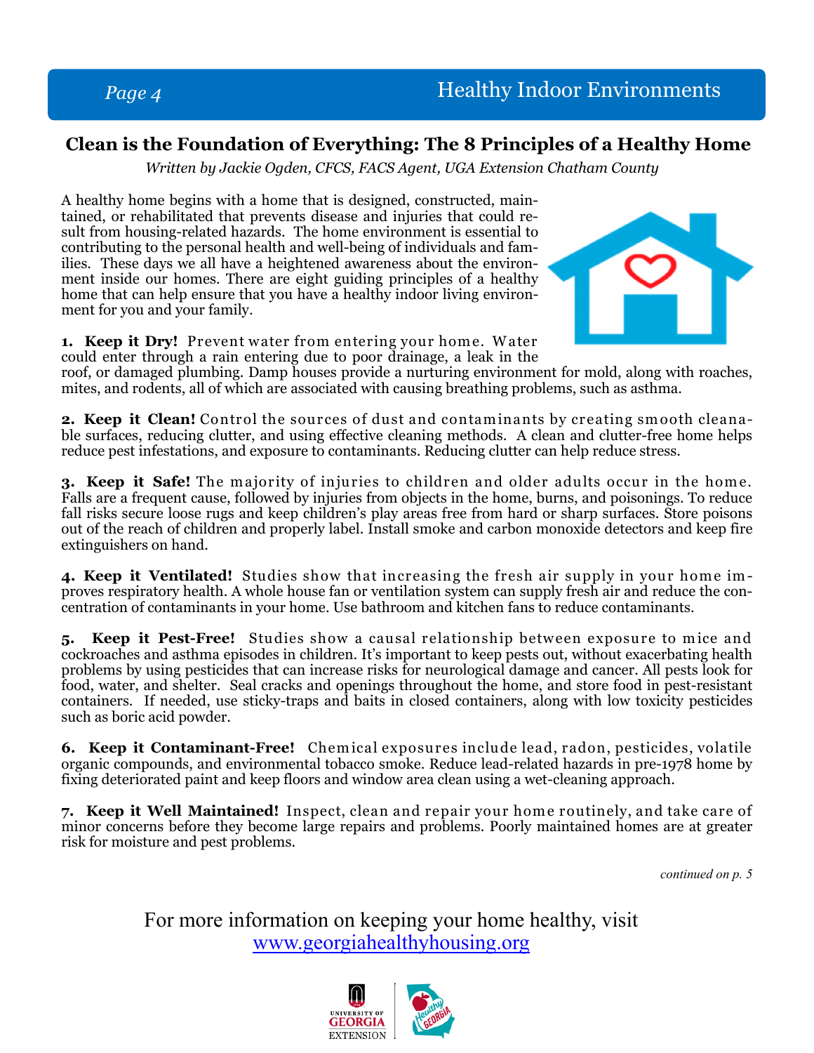## Clean is the Foundation of Everything: The 8 Principles of a Healthy Home

*Written by Jackie Ogden, CFCS, FACS Agent, UGA Extension Chatham County*

A healthy home begins with a home that is designed, constructed, maintained, or rehabilitated that prevents disease and injuries that could result from housing-related hazards. The home environment is essential to contributing to the personal health and well-being of individuals and families. These days we all have a heightened awareness about the environment inside our homes. There are eight guiding principles of a healthy home that can help ensure that you have a healthy indoor living environment for you and your family.

1. **Keep it Dry!** Prevent water from entering your home. Water could enter through a rain entering due to poor drainage, a leak in the roof, or damaged plumbing. Damp houses provide a nurturing environment for mold, along with roaches, mites, and rodents, all of which are associated with causing breathing problems, such as asthma.

2. **Keep it Clean!** Control the sources of dust and contaminants by creating smooth cleanable surfaces, reducing clutter, and using effective cleaning methods. A clean and clutter-free home helps reduce pest infestations, and exposure to contaminants. Reducing clutter can help reduce stress.

3. **Keep it Safe!** The majority of injuries to children and older adults occur in the home. Falls are a frequent cause, followed by injuries from objects in the home, burns, and poisonings. To reduce fall risks secure loose rugs and keep children's play areas free from hard or sharp surfaces. Store poisons out of the reach of children and properly label. Install smoke and carbon monoxide detectors and keep fire extinguishers on hand.

4. **Keep it Ventilated!** Studies show that increasing the fresh air supply in your home improves respiratory health. A whole house fan or ventilation system can supply fresh air and reduce the concentration of contaminants in your home. Use bathroom and kitchen fans to reduce contaminants.

5. **Keep it Pest-Free!** Studies show a causal relationship between exposure to mice and cockroaches and asthma episodes in children. It's important to keep pests out, without exacerbating health problems by using pesticides that can increase risks for neurological damage and cancer. All pests look for food, water, and shelter. Seal cracks and openings throughout the home, and store food in pest-resistant containers. If needed, use sticky-traps and baits in closed containers, along with low toxicity pesticides such as boric acid powder.

6. **Keep it Contaminant-Free!** Chemical exposures include lead, radon, pesticides, volatile organic compounds, and environmental tobacco smoke. Reduce lead-related hazards in pre-1978 home by fixing deteriorated paint and keep floors and window area clean using a wet-cleaning approach.

7. **Keep it Well Maintained!** Inspect, clean and repair your home routinely, and take care of minor concerns before they become large repairs and problems. Poorly maintained homes are at greater risk for moisture and pest problems.

*continued on p. 5*

For more information on keeping your home healthy, visit [www.georgiahealthyhousing.org](http://www.georgiahealthyhousing.org)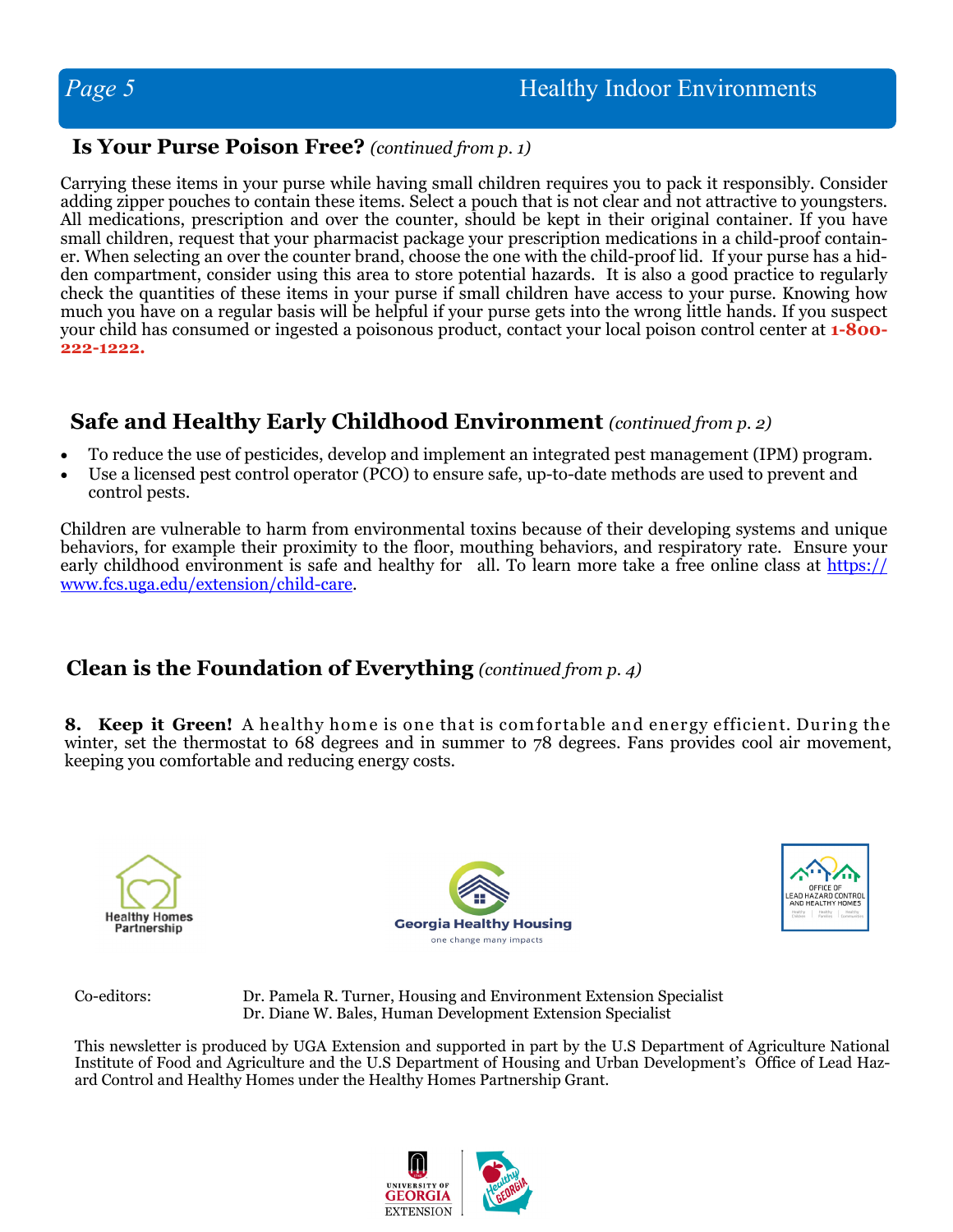## Is Your Purse Poison Free? *(continued from p. 1)*

Carrying these items in your purse while having small children requires you to pack it responsibly. Consider adding zipper pouches to contain these items. Select a pouch that is not clear and not attractive to youngsters. All medications, prescription and over the counter, should be kept in their original container. If you have small children, request that your pharmacist package your prescription medications in a child-proof container. When selecting an over the counter brand, choose the one with the child-proof lid. If your purse has a hidden compartment, consider using this area to store potential hazards. It is also a good practice to regularly check the quantities of these items in your purse if small children have access to your purse. Knowing how much you have on a regular basis will be helpful if your purse gets into the wrong little hands. If you suspect your child has consumed or ingested a poisonous product, contact your local poison control center at **1-800-222-1222.**

## Safe and Healthy Early Childhood Environment *(continued from p. 2)*

- To reduce the use of pesticides, develop and implement an integrated pest management (IPM) program.
- Use a licensed pest control operator (PCO) to ensure safe, up-to-date methods are used to prevent and control pests.

Children are vulnerable to harm from environmental toxins because of their developing systems and unique behaviors, for example their proximity to the floor, mouthing behaviors, and respiratory rate. Ensure your early childhood environment is safe and healthy for all. To learn more take a free online class at https://www.fcs.uga.edu/extension/child-care.

## Clean is the Foundation of Everything *(continued from p. 4)*

**8. Keep it Green!** A healthy home is one that is comfortable and energy efficient. During the winter, set the thermostat to 68 degrees and in summer to 78 degrees. Fans provides cool air movement, keeping you comfortable and reducing energy costs.

Healthy Homes Partnership

Georgia Healthy Housing
one change many impacts

OFFICE OF LEAD HAZARD CONTROL AND HEALTHY HOMES

Co-editors: Dr. Pamela R. Turner, Housing and Environment Extension Specialist
Dr. Diane W. Bales, Human Development Extension Specialist

This newsletter is produced by UGA Extension and supported in part by the U.S Department of Agriculture National Institute of Food and Agriculture and the U.S Department of Housing and Urban Development's Office of Lead Hazard Control and Healthy Homes under the Healthy Homes Partnership Grant.

UNIVERSITY OF GEORGIA EXTENSION

Healthy GEORGIA